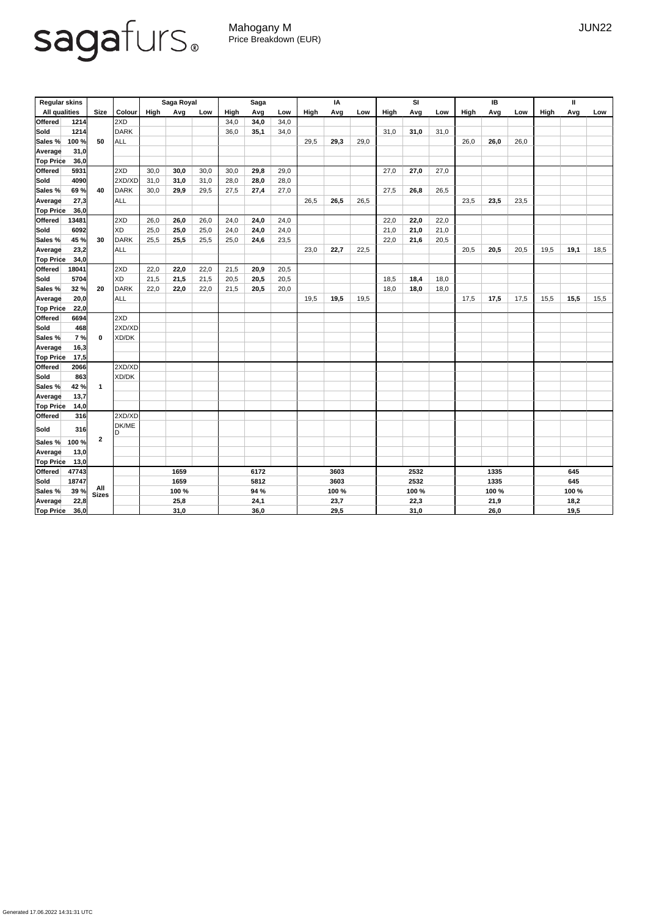sagafurs®

Mahogany M
Price Breakdown (EUR)

JUN22

| Regular skins | | | | Saga Royal | | | Saga | | | IA | | | SI | | | IB | | | II | | |
|---|---|---|---|---|---|---|---|---|---|---|---|---|---|---|---|---|---|---|---|---|---|
| All qualities | | Size | Colour | High | Avg | Low | High | Avg | Low | High | Avg | Low | High | Avg | Low | High | Avg | Low | High | Avg | Low |
| Offered | 1214 | 50 | 2XD | | | | 34,0 | **34,0** | 34,0 | | | | | | | | | | | | |
| Sold | 1214 | | DARK | | | | 36,0 | **35,1** | 34,0 | | | | 31,0 | **31,0** | 31,0 | | | | | | |
| Sales % | 100 % | | ALL | | | | | | | 29,5 | **29,3** | 29,0 | | | | 26,0 | **26,0** | 26,0 | | | |
| Average | 31,0 | | | | | | | | | | | | | | | | | | | | |
| Top Price | 36,0 | | | | | | | | | | | | | | | | | | | | |
| Offered | 5931 | 40 | 2XD | 30,0 | **30,0** | 30,0 | 30,0 | **29,8** | 29,0 | | | | 27,0 | **27,0** | 27,0 | | | | | | |
| Sold | 4090 | | 2XD/XD | 31,0 | **31,0** | 31,0 | 28,0 | **28,0** | 28,0 | | | | | | | | | | | | |
| Sales % | 69 % | | DARK | 30,0 | **29,9** | 29,5 | 27,5 | **27,4** | 27,0 | | | | 27,5 | **26,8** | 26,5 | | | | | | |
| Average | 27,3 | | ALL | | | | | | | 26,5 | **26,5** | 26,5 | | | | 23,5 | **23,5** | 23,5 | | | |
| Top Price | 36,0 | | | | | | | | | | | | | | | | | | | | |
| Offered | 13481 | 30 | 2XD | 26,0 | **26,0** | 26,0 | 24,0 | **24,0** | 24,0 | | | | 22,0 | **22,0** | 22,0 | | | | | | |
| Sold | 6092 | | XD | 25,0 | **25,0** | 25,0 | 24,0 | **24,0** | 24,0 | | | | 21,0 | **21,0** | 21,0 | | | | | | |
| Sales % | 45 % | | DARK | 25,5 | **25,5** | 25,5 | 25,0 | **24,6** | 23,5 | | | | 22,0 | **21,6** | 20,5 | | | | | | |
| Average | 23,2 | | ALL | | | | | | | 23,0 | **22,7** | 22,5 | | | | 20,5 | **20,5** | 20,5 | 19,5 | **19,1** | 18,5 |
| Top Price | 34,0 | | | | | | | | | | | | | | | | | | | | |
| Offered | 18041 | 20 | 2XD | 22,0 | **22,0** | 22,0 | 21,5 | **20,9** | 20,5 | | | | | | | | | | | | |
| Sold | 5704 | | XD | 21,5 | **21,5** | 21,5 | 20,5 | **20,5** | 20,5 | | | | 18,5 | **18,4** | 18,0 | | | | | | |
| Sales % | 32 % | | DARK | 22,0 | **22,0** | 22,0 | 21,5 | **20,5** | 20,0 | | | | 18,0 | **18,0** | 18,0 | | | | | | |
| Average | 20,0 | | ALL | | | | | | | 19,5 | **19,5** | 19,5 | | | | 17,5 | **17,5** | 17,5 | 15,5 | **15,5** | 15,5 |
| Top Price | 22,0 | | | | | | | | | | | | | | | | | | | | |
| Offered | 6694 | 0 | 2XD | | | | | | | | | | | | | | | | | | |
| Sold | 468 | | 2XD/XD | | | | | | | | | | | | | | | | | | |
| Sales % | 7 % | | XD/DK | | | | | | | | | | | | | | | | | | |
| Average | 16,3 | | | | | | | | | | | | | | | | | | | | |
| Top Price | 17,5 | | | | | | | | | | | | | | | | | | | | |
| Offered | 2066 | 1 | 2XD/XD | | | | | | | | | | | | | | | | | | |
| Sold | 863 | | XD/DK | | | | | | | | | | | | | | | | | | |
| Sales % | 42 % | | | | | | | | | | | | | | | | | | | | |
| Average | 13,7 | | | | | | | | | | | | | | | | | | | | |
| Top Price | 14,0 | | | | | | | | | | | | | | | | | | | | |
| Offered | 316 | 2 | 2XD/XD | | | | | | | | | | | | | | | | | | |
| Sold | 316 | | DK/MED | | | | | | | | | | | | | | | | | | |
| Sales % | 100 % | | | | | | | | | | | | | | | | | | | | |
| Average | 13,0 | | | | | | | | | | | | | | | | | | | | |
| Top Price | 13,0 | | | | | | | | | | | | | | | | | | | | |
| Offered | 47743 | All Sizes | | | 1659 | | | 6172 | | | 3603 | | | 2532 | | | 1335 | | | 645 | |
| Sold | 18747 | | | | 1659 | | | 5812 | | | 3603 | | | 2532 | | | 1335 | | | 645 | |
| Sales % | 39 % | | | | 100 % | | | 94 % | | | 100 % | | | 100 % | | | 100 % | | | 100 % | |
| Average | 22,8 | | | | 25,8 | | | 24,1 | | | 23,7 | | | 22,3 | | | 21,9 | | | 18,2 | |
| Top Price | 36,0 | | | | 31,0 | | | 36,0 | | | 29,5 | | | 31,0 | | | 26,0 | | | 19,5 | |

Generated 17.06.2022 14:31:31 UTC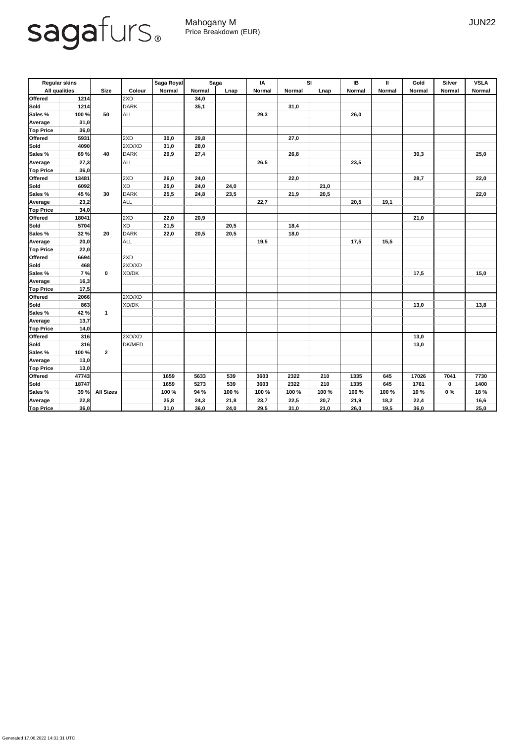# sagafurs

Mahogany M
Price Breakdown (EUR)

JUN22

| Regular skins | | | | Saga Royal | Saga | | IA | SI | | IB | II | Gold | Silver | VSLA |
|---|---|---|---|---|---|---|---|---|---|---|---|---|---|---|
| All qualities | | Size | Colour | Normal | Normal | Lnap | Normal | Normal | Lnap | Normal | Normal | Normal | Normal | Normal |
| Offered | 1214 | | 2XD | | 34,0 | | | | | | | | | |
| Sold | 1214 | | DARK | | 35,1 | | | 31,0 | | | | | | |
| Sales % | 100 % | 50 | ALL | | | | 29,3 | | | 26,0 | | | | |
| Average | 31,0 | | | | | | | | | | | | | |
| Top Price | 36,0 | | | | | | | | | | | | | |
| Offered | 5931 | | 2XD | 30,0 | 29,8 | | | 27,0 | | | | | | |
| Sold | 4090 | | 2XD/XD | 31,0 | 28,0 | | | | | | | | | |
| Sales % | 69 % | 40 | DARK | 29,9 | 27,4 | | | 26,8 | | | | 30,3 | | 25,0 |
| Average | 27,3 | | ALL | | | | 26,5 | | | 23,5 | | | | |
| Top Price | 36,0 | | | | | | | | | | | | | |
| Offered | 13481 | | 2XD | 26,0 | 24,0 | | | 22,0 | | | | 28,7 | | 22,0 |
| Sold | 6092 | | XD | 25,0 | 24,0 | 24,0 | | | 21,0 | | | | | |
| Sales % | 45 % | 30 | DARK | 25,5 | 24,8 | 23,5 | | 21,9 | 20,5 | | | | | 22,0 |
| Average | 23,2 | | ALL | | | | 22,7 | | | 20,5 | 19,1 | | | |
| Top Price | 34,0 | | | | | | | | | | | | | |
| Offered | 18041 | | 2XD | 22,0 | 20,9 | | | | | | | 21,0 | | |
| Sold | 5704 | | XD | 21,5 | | 20,5 | | 18,4 | | | | | | |
| Sales % | 32 % | 20 | DARK | 22,0 | 20,5 | 20,5 | | 18,0 | | | | | | |
| Average | 20,0 | | ALL | | | | 19,5 | | | 17,5 | 15,5 | | | |
| Top Price | 22,0 | | | | | | | | | | | | | |
| Offered | 6694 | | 2XD | | | | | | | | | | | |
| Sold | 468 | | 2XD/XD | | | | | | | | | | | |
| Sales % | 7 % | 0 | XD/DK | | | | | | | | | 17,5 | | 15,0 |
| Average | 16,3 | | | | | | | | | | | | | |
| Top Price | 17,5 | | | | | | | | | | | | | |
| Offered | 2066 | | 2XD/XD | | | | | | | | | | | |
| Sold | 863 | | XD/DK | | | | | | | | | 13,0 | | 13,8 |
| Sales % | 42 % | 1 | | | | | | | | | | | | |
| Average | 13,7 | | | | | | | | | | | | | |
| Top Price | 14,0 | | | | | | | | | | | | | |
| Offered | 316 | | 2XD/XD | | | | | | | | | 13,0 | | |
| Sold | 316 | | DK/MED | | | | | | | | | 13,0 | | |
| Sales % | 100 % | 2 | | | | | | | | | | | | |
| Average | 13,0 | | | | | | | | | | | | | |
| Top Price | 13,0 | | | | | | | | | | | | | |
| Offered | 47743 | | | 1659 | 5633 | 539 | 3603 | 2322 | 210 | 1335 | 645 | 17026 | 7041 | 7730 |
| Sold | 18747 | | | 1659 | 5273 | 539 | 3603 | 2322 | 210 | 1335 | 645 | 1761 | 0 | 1400 |
| Sales % | 39 % | All Sizes | | 100 % | 94 % | 100 % | 100 % | 100 % | 100 % | 100 % | 100 % | 10 % | 0 % | 18 % |
| Average | 22,8 | | | 25,8 | 24,3 | 21,8 | 23,7 | 22,5 | 20,7 | 21,9 | 18,2 | 22,4 | | 16,6 |
| Top Price | 36,0 | | | 31,0 | 36,0 | 24,0 | 29,5 | 31,0 | 21,0 | 26,0 | 19,5 | 36,0 | | 25,0 |

Generated 17.06.2022 14:31:31 UTC